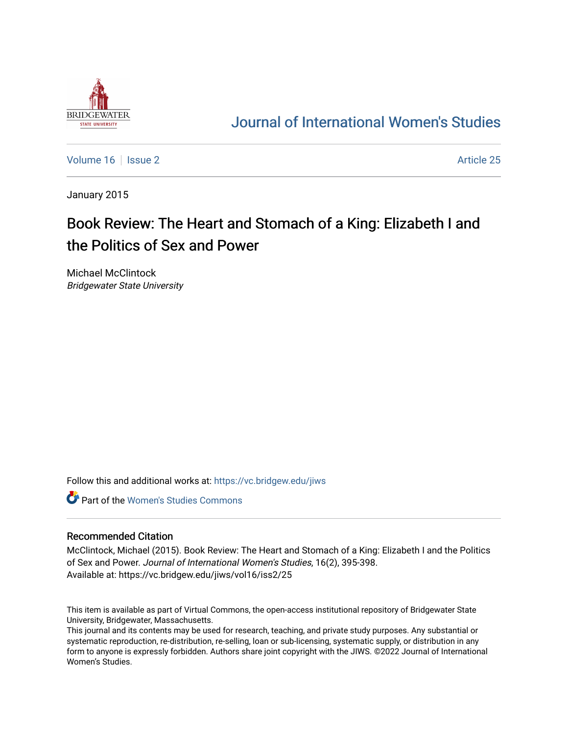[Journal of International Women's Studies](https://vc.bridgew.edu/jiws)

Volume 16 | Issue 2 — Article 25

January 2015

# Book Review: The Heart and Stomach of a King: Elizabeth I and the Politics of Sex and Power

Michael McClintock
*Bridgewater State University*

Follow this and additional works at: https://vc.bridgew.edu/jiws

Part of the Women's Studies Commons

## Recommended Citation

McClintock, Michael (2015). Book Review: The Heart and Stomach of a King: Elizabeth I and the Politics of Sex and Power. *Journal of International Women's Studies*, 16(2), 395-398.
Available at: https://vc.bridgew.edu/jiws/vol16/iss2/25

This item is available as part of Virtual Commons, the open-access institutional repository of Bridgewater State University, Bridgewater, Massachusetts.
This journal and its contents may be used for research, teaching, and private study purposes. Any substantial or systematic reproduction, re-distribution, re-selling, loan or sub-licensing, systematic supply, or distribution in any form to anyone is expressly forbidden. Authors share joint copyright with the JIWS. ©2022 Journal of International Women's Studies.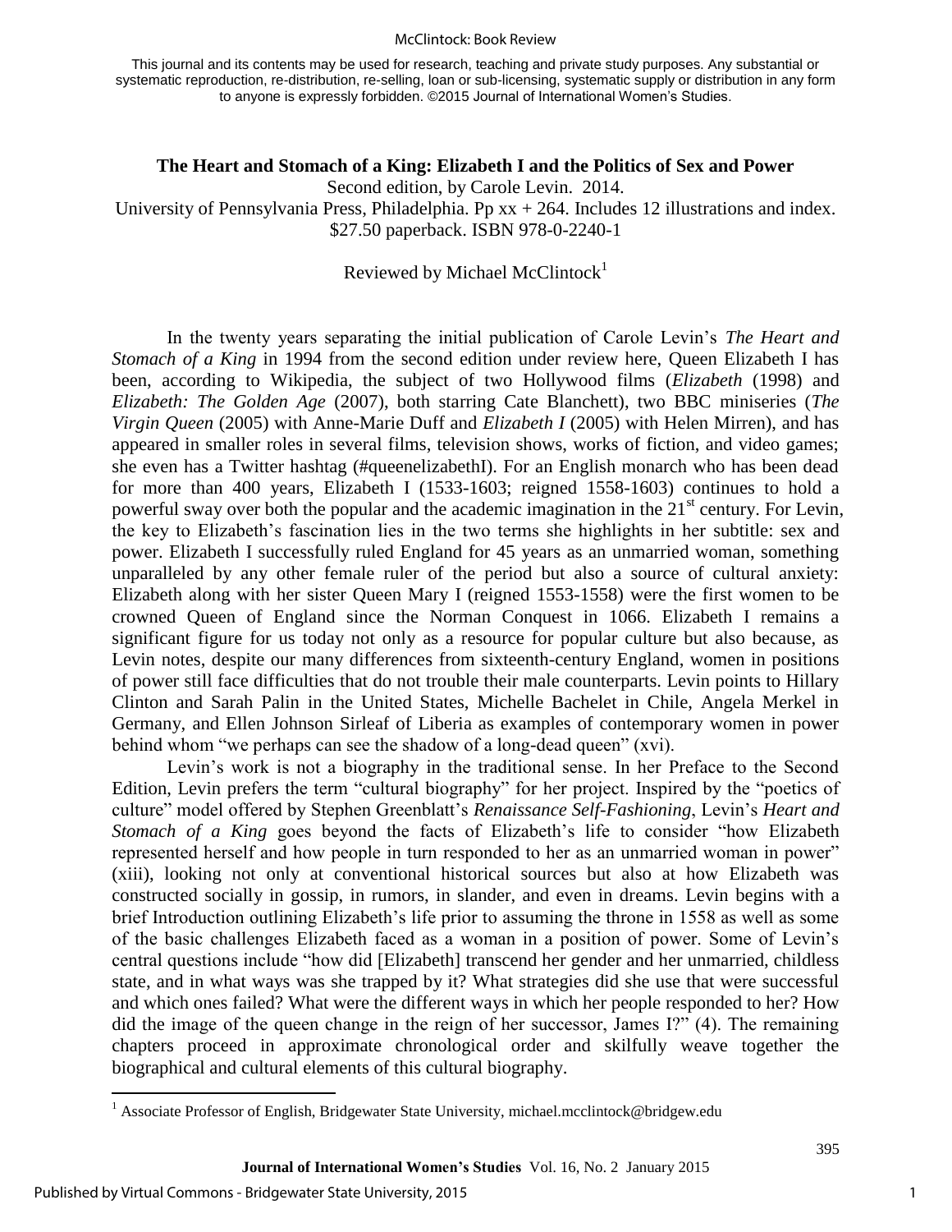This journal and its contents may be used for research, teaching and private study purposes. Any substantial or systematic reproduction, re-distribution, re-selling, loan or sub-licensing, systematic supply or distribution in any form to anyone is expressly forbidden. ©2015 Journal of International Women's Studies.

**The Heart and Stomach of a King: Elizabeth I and the Politics of Sex and Power**
Second edition, by Carole Levin. 2014.
University of Pennsylvania Press, Philadelphia. Pp xx + 264. Includes 12 illustrations and index. $27.50 paperback. ISBN 978-0-2240-1

Reviewed by Michael McClintock[1]

In the twenty years separating the initial publication of Carole Levin's *The Heart and Stomach of a King* in 1994 from the second edition under review here, Queen Elizabeth I has been, according to Wikipedia, the subject of two Hollywood films (*Elizabeth* (1998) and *Elizabeth: The Golden Age* (2007), both starring Cate Blanchett), two BBC miniseries (*The Virgin Queen* (2005) with Anne-Marie Duff and *Elizabeth I* (2005) with Helen Mirren), and has appeared in smaller roles in several films, television shows, works of fiction, and video games; she even has a Twitter hashtag (#queenelizabethI). For an English monarch who has been dead for more than 400 years, Elizabeth I (1533-1603; reigned 1558-1603) continues to hold a powerful sway over both the popular and the academic imagination in the 21st century. For Levin, the key to Elizabeth's fascination lies in the two terms she highlights in her subtitle: sex and power. Elizabeth I successfully ruled England for 45 years as an unmarried woman, something unparalleled by any other female ruler of the period but also a source of cultural anxiety: Elizabeth along with her sister Queen Mary I (reigned 1553-1558) were the first women to be crowned Queen of England since the Norman Conquest in 1066. Elizabeth I remains a significant figure for us today not only as a resource for popular culture but also because, as Levin notes, despite our many differences from sixteenth-century England, women in positions of power still face difficulties that do not trouble their male counterparts. Levin points to Hillary Clinton and Sarah Palin in the United States, Michelle Bachelet in Chile, Angela Merkel in Germany, and Ellen Johnson Sirleaf of Liberia as examples of contemporary women in power behind whom "we perhaps can see the shadow of a long-dead queen" (xvi).

Levin's work is not a biography in the traditional sense. In her Preface to the Second Edition, Levin prefers the term "cultural biography" for her project. Inspired by the "poetics of culture" model offered by Stephen Greenblatt's *Renaissance Self-Fashioning*, Levin's *Heart and Stomach of a King* goes beyond the facts of Elizabeth's life to consider "how Elizabeth represented herself and how people in turn responded to her as an unmarried woman in power" (xiii), looking not only at conventional historical sources but also at how Elizabeth was constructed socially in gossip, in rumors, in slander, and even in dreams. Levin begins with a brief Introduction outlining Elizabeth's life prior to assuming the throne in 1558 as well as some of the basic challenges Elizabeth faced as a woman in a position of power. Some of Levin's central questions include "how did [Elizabeth] transcend her gender and her unmarried, childless state, and in what ways was she trapped by it? What strategies did she use that were successful and which ones failed? What were the different ways in which her people responded to her? How did the image of the queen change in the reign of her successor, James I?" (4). The remaining chapters proceed in approximate chronological order and skilfully weave together the biographical and cultural elements of this cultural biography.

[1] Associate Professor of English, Bridgewater State University, michael.mcclintock@bridgew.edu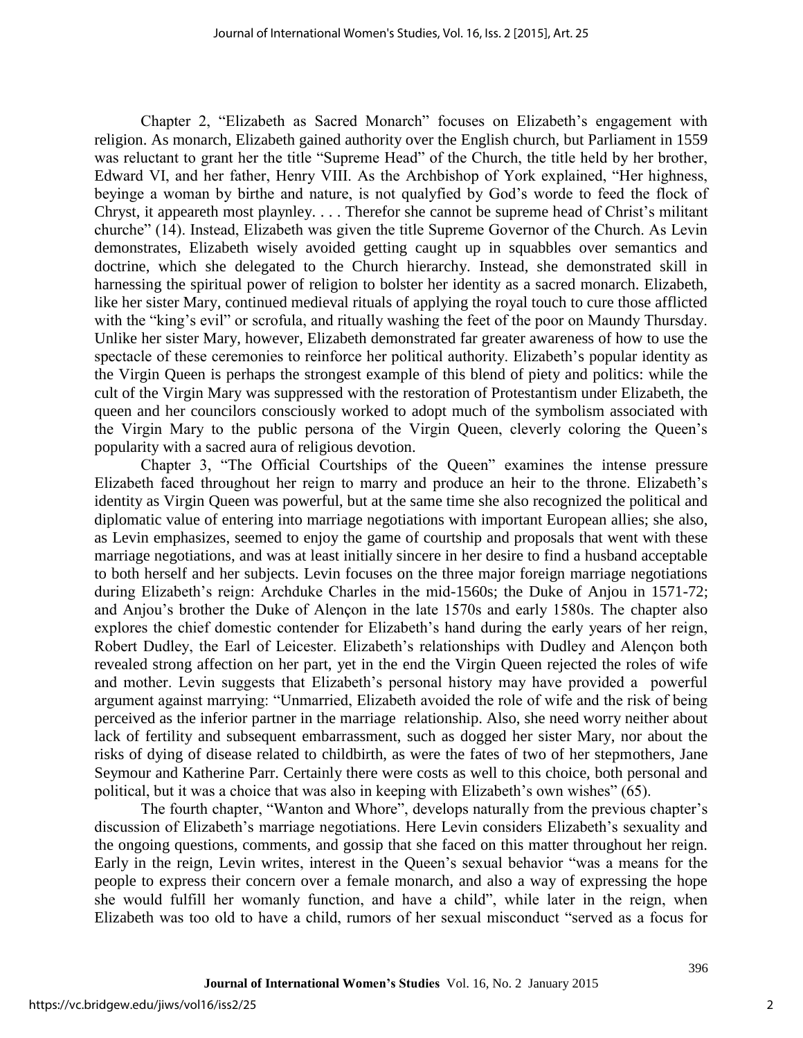Chapter 2, “Elizabeth as Sacred Monarch” focuses on Elizabeth’s engagement with religion. As monarch, Elizabeth gained authority over the English church, but Parliament in 1559 was reluctant to grant her the title “Supreme Head” of the Church, the title held by her brother, Edward VI, and her father, Henry VIII. As the Archbishop of York explained, “Her highness, beyinge a woman by birthe and nature, is not qualyfied by God’s worde to feed the flock of Chryst, it appeareth most playnley. . . . Therefor she cannot be supreme head of Christ’s militant churche” (14). Instead, Elizabeth was given the title Supreme Governor of the Church. As Levin demonstrates, Elizabeth wisely avoided getting caught up in squabbles over semantics and doctrine, which she delegated to the Church hierarchy. Instead, she demonstrated skill in harnessing the spiritual power of religion to bolster her identity as a sacred monarch. Elizabeth, like her sister Mary, continued medieval rituals of applying the royal touch to cure those afflicted with the “king’s evil” or scrofula, and ritually washing the feet of the poor on Maundy Thursday. Unlike her sister Mary, however, Elizabeth demonstrated far greater awareness of how to use the spectacle of these ceremonies to reinforce her political authority. Elizabeth’s popular identity as the Virgin Queen is perhaps the strongest example of this blend of piety and politics: while the cult of the Virgin Mary was suppressed with the restoration of Protestantism under Elizabeth, the queen and her councilors consciously worked to adopt much of the symbolism associated with the Virgin Mary to the public persona of the Virgin Queen, cleverly coloring the Queen’s popularity with a sacred aura of religious devotion.

Chapter 3, “The Official Courtships of the Queen” examines the intense pressure Elizabeth faced throughout her reign to marry and produce an heir to the throne. Elizabeth’s identity as Virgin Queen was powerful, but at the same time she also recognized the political and diplomatic value of entering into marriage negotiations with important European allies; she also, as Levin emphasizes, seemed to enjoy the game of courtship and proposals that went with these marriage negotiations, and was at least initially sincere in her desire to find a husband acceptable to both herself and her subjects. Levin focuses on the three major foreign marriage negotiations during Elizabeth’s reign: Archduke Charles in the mid-1560s; the Duke of Anjou in 1571-72; and Anjou’s brother the Duke of Alençon in the late 1570s and early 1580s. The chapter also explores the chief domestic contender for Elizabeth’s hand during the early years of her reign, Robert Dudley, the Earl of Leicester. Elizabeth’s relationships with Dudley and Alençon both revealed strong affection on her part, yet in the end the Virgin Queen rejected the roles of wife and mother. Levin suggests that Elizabeth’s personal history may have provided a powerful argument against marrying: “Unmarried, Elizabeth avoided the role of wife and the risk of being perceived as the inferior partner in the marriage relationship. Also, she need worry neither about lack of fertility and subsequent embarrassment, such as dogged her sister Mary, nor about the risks of dying of disease related to childbirth, as were the fates of two of her stepmothers, Jane Seymour and Katherine Parr. Certainly there were costs as well to this choice, both personal and political, but it was a choice that was also in keeping with Elizabeth’s own wishes” (65).

The fourth chapter, “Wanton and Whore”, develops naturally from the previous chapter’s discussion of Elizabeth’s marriage negotiations. Here Levin considers Elizabeth’s sexuality and the ongoing questions, comments, and gossip that she faced on this matter throughout her reign. Early in the reign, Levin writes, interest in the Queen’s sexual behavior “was a means for the people to express their concern over a female monarch, and also a way of expressing the hope she would fulfill her womanly function, and have a child”, while later in the reign, when Elizabeth was too old to have a child, rumors of her sexual misconduct “served as a focus for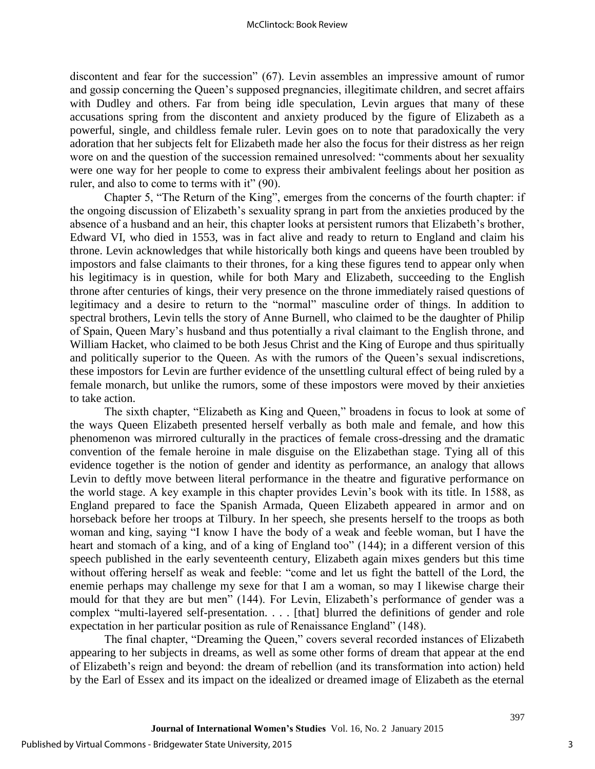discontent and fear for the succession" (67). Levin assembles an impressive amount of rumor and gossip concerning the Queen's supposed pregnancies, illegitimate children, and secret affairs with Dudley and others. Far from being idle speculation, Levin argues that many of these accusations spring from the discontent and anxiety produced by the figure of Elizabeth as a powerful, single, and childless female ruler. Levin goes on to note that paradoxically the very adoration that her subjects felt for Elizabeth made her also the focus for their distress as her reign wore on and the question of the succession remained unresolved: "comments about her sexuality were one way for her people to come to express their ambivalent feelings about her position as ruler, and also to come to terms with it" (90).

Chapter 5, "The Return of the King", emerges from the concerns of the fourth chapter: if the ongoing discussion of Elizabeth's sexuality sprang in part from the anxieties produced by the absence of a husband and an heir, this chapter looks at persistent rumors that Elizabeth's brother, Edward VI, who died in 1553, was in fact alive and ready to return to England and claim his throne. Levin acknowledges that while historically both kings and queens have been troubled by impostors and false claimants to their thrones, for a king these figures tend to appear only when his legitimacy is in question, while for both Mary and Elizabeth, succeeding to the English throne after centuries of kings, their very presence on the throne immediately raised questions of legitimacy and a desire to return to the "normal" masculine order of things. In addition to spectral brothers, Levin tells the story of Anne Burnell, who claimed to be the daughter of Philip of Spain, Queen Mary's husband and thus potentially a rival claimant to the English throne, and William Hacket, who claimed to be both Jesus Christ and the King of Europe and thus spiritually and politically superior to the Queen. As with the rumors of the Queen's sexual indiscretions, these impostors for Levin are further evidence of the unsettling cultural effect of being ruled by a female monarch, but unlike the rumors, some of these impostors were moved by their anxieties to take action.

The sixth chapter, "Elizabeth as King and Queen," broadens in focus to look at some of the ways Queen Elizabeth presented herself verbally as both male and female, and how this phenomenon was mirrored culturally in the practices of female cross-dressing and the dramatic convention of the female heroine in male disguise on the Elizabethan stage. Tying all of this evidence together is the notion of gender and identity as performance, an analogy that allows Levin to deftly move between literal performance in the theatre and figurative performance on the world stage. A key example in this chapter provides Levin's book with its title. In 1588, as England prepared to face the Spanish Armada, Queen Elizabeth appeared in armor and on horseback before her troops at Tilbury. In her speech, she presents herself to the troops as both woman and king, saying "I know I have the body of a weak and feeble woman, but I have the heart and stomach of a king, and of a king of England too" (144); in a different version of this speech published in the early seventeenth century, Elizabeth again mixes genders but this time without offering herself as weak and feeble: "come and let us fight the battell of the Lord, the enemie perhaps may challenge my sexe for that I am a woman, so may I likewise charge their mould for that they are but men" (144). For Levin, Elizabeth's performance of gender was a complex "multi-layered self-presentation. . . . [that] blurred the definitions of gender and role expectation in her particular position as rule of Renaissance England" (148).

The final chapter, "Dreaming the Queen," covers several recorded instances of Elizabeth appearing to her subjects in dreams, as well as some other forms of dream that appear at the end of Elizabeth's reign and beyond: the dream of rebellion (and its transformation into action) held by the Earl of Essex and its impact on the idealized or dreamed image of Elizabeth as the eternal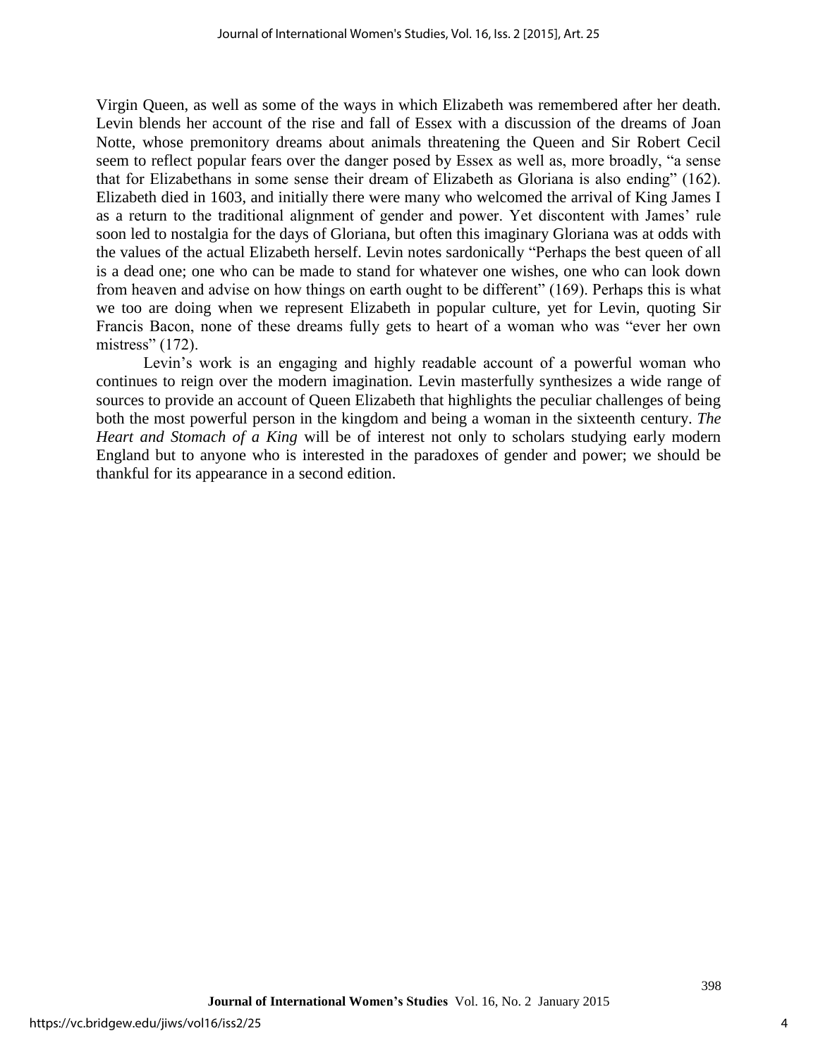Virgin Queen, as well as some of the ways in which Elizabeth was remembered after her death. Levin blends her account of the rise and fall of Essex with a discussion of the dreams of Joan Notte, whose premonitory dreams about animals threatening the Queen and Sir Robert Cecil seem to reflect popular fears over the danger posed by Essex as well as, more broadly, "a sense that for Elizabethans in some sense their dream of Elizabeth as Gloriana is also ending" (162). Elizabeth died in 1603, and initially there were many who welcomed the arrival of King James I as a return to the traditional alignment of gender and power. Yet discontent with James' rule soon led to nostalgia for the days of Gloriana, but often this imaginary Gloriana was at odds with the values of the actual Elizabeth herself. Levin notes sardonically "Perhaps the best queen of all is a dead one; one who can be made to stand for whatever one wishes, one who can look down from heaven and advise on how things on earth ought to be different" (169). Perhaps this is what we too are doing when we represent Elizabeth in popular culture, yet for Levin, quoting Sir Francis Bacon, none of these dreams fully gets to heart of a woman who was "ever her own mistress" (172).

Levin's work is an engaging and highly readable account of a powerful woman who continues to reign over the modern imagination. Levin masterfully synthesizes a wide range of sources to provide an account of Queen Elizabeth that highlights the peculiar challenges of being both the most powerful person in the kingdom and being a woman in the sixteenth century. *The Heart and Stomach of a King* will be of interest not only to scholars studying early modern England but to anyone who is interested in the paradoxes of gender and power; we should be thankful for its appearance in a second edition.